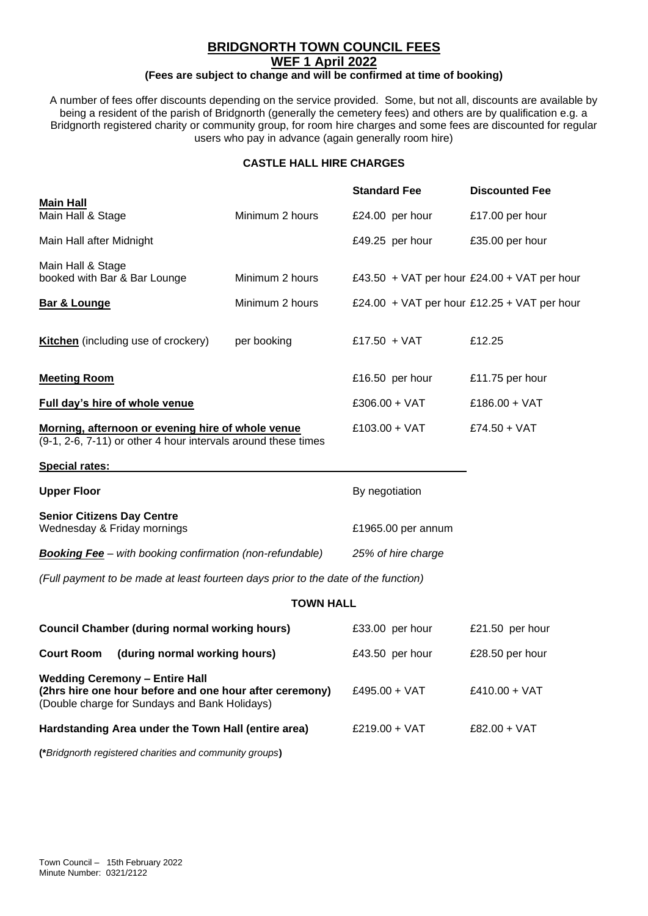# BRIDGNORTH TOWN COUNCIL FEES

## WEF 1 April 2022

**(Fees are subject to change and will be confirmed at time of booking)**

A number of fees offer discounts depending on the service provided. Some, but not all, discounts are available by being a resident of the parish of Bridgnorth (generally the cemetery fees) and others are by qualification e.g. a Bridgnorth registered charity or community group, for room hire charges and some fees are discounted for regular users who pay in advance (again generally room hire)

### CASTLE HALL HIRE CHARGES

| | | Standard Fee | Discounted Fee |
|---|---|---|---|
| **Main Hall** | | | |
| Main Hall & Stage | Minimum 2 hours | £24.00 per hour | £17.00 per hour |
| Main Hall after Midnight | | £49.25 per hour | £35.00 per hour |
| Main Hall & Stage booked with Bar & Bar Lounge | Minimum 2 hours | £43.50 + VAT per hour | £24.00 + VAT per hour |
| **Bar & Lounge** | Minimum 2 hours | £24.00 + VAT per hour | £12.25 + VAT per hour |
| **Kitchen** (including use of crockery) | per booking | £17.50 + VAT | £12.25 |
| **Meeting Room** | | £16.50 per hour | £11.75 per hour |
| **Full day's hire of whole venue** | | £306.00 + VAT | £186.00 + VAT |
| **Morning, afternoon or evening hire of whole venue** (9-1, 2-6, 7-11) or other 4 hour intervals around these times | | £103.00 + VAT | £74.50 + VAT |
| **Special rates:** | | | |
| **Upper Floor** | | By negotiation | |
| **Senior Citizens Day Centre** Wednesday & Friday mornings | | £1965.00 per annum | |
| ***Booking Fee*** *– with booking confirmation (non-refundable)* | | *25% of hire charge* | |

*(Full payment to be made at least fourteen days prior to the date of the function)*

### TOWN HALL

| | Standard Fee | Discounted Fee |
|---|---|---|
| **Council Chamber (during normal working hours)** | £33.00 per hour | £21.50 per hour |
| **Court Room (during normal working hours)** | £43.50 per hour | £28.50 per hour |
| **Wedding Ceremony – Entire Hall (2hrs hire one hour before and one hour after ceremony)** (Double charge for Sundays and Bank Holidays) | £495.00 + VAT | £410.00 + VAT |
| **Hardstanding Area under the Town Hall (entire area)** | £219.00 + VAT | £82.00 + VAT |

**(\****Bridgnorth registered charities and community groups***)**

Town Council – 15th February 2022
Minute Number: 0321/2122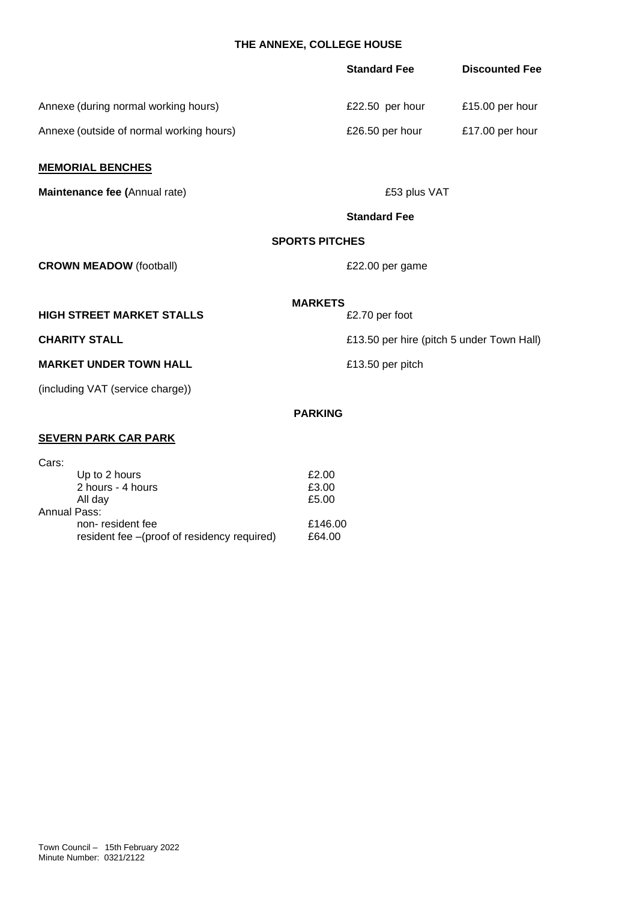## THE ANNEXE, COLLEGE HOUSE

| | Standard Fee | Discounted Fee |
|---|---|---|
| Annexe (during normal working hours) | £22.50 per hour | £15.00 per hour |
| Annexe (outside of normal working hours) | £26.50 per hour | £17.00 per hour |

**MEMORIAL BENCHES**

| | |
|---|---|
| **Maintenance fee (**Annual rate) | £53 plus VAT |

| | Standard Fee |
|---|---|
| **SPORTS PITCHES** | |
| **CROWN MEADOW** (football) | £22.00 per game |
| **MARKETS** | |
| **HIGH STREET MARKET STALLS** | £2.70 per foot |
| **CHARITY STALL** | £13.50 per hire (pitch 5 under Town Hall) |
| **MARKET UNDER TOWN HALL** | £13.50 per pitch |

(including VAT (service charge))

## PARKING

**SEVERN PARK CAR PARK**

| | |
|---|---|
| Cars: | |
| Up to 2 hours | £2.00 |
| 2 hours - 4 hours | £3.00 |
| All day | £5.00 |
| Annual Pass: | |
| non- resident fee | £146.00 |
| resident fee –(proof of residency required) | £64.00 |

Town Council – 15th February 2022
Minute Number: 0321/2122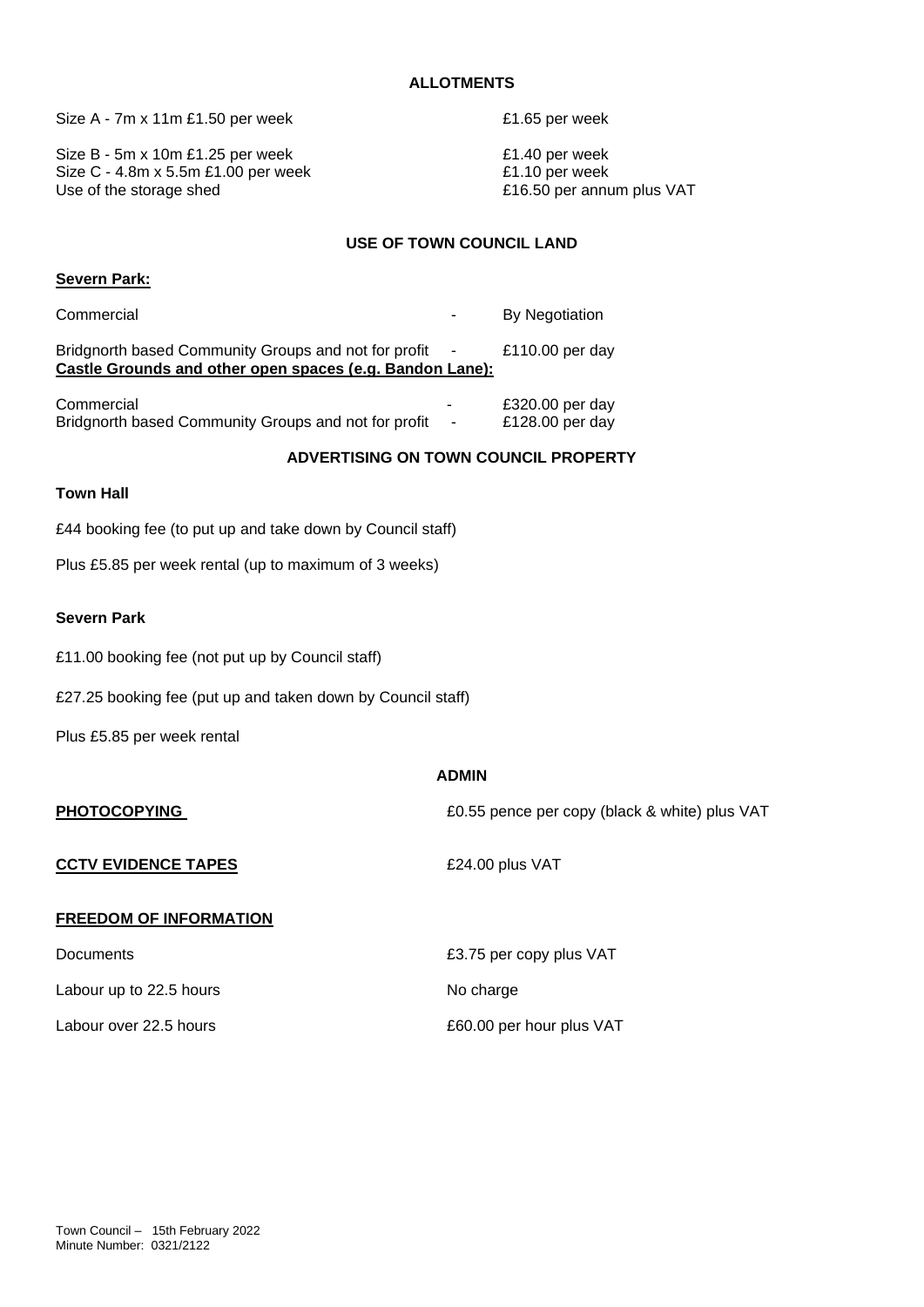## ALLOTMENTS

| | |
|---|---|
| Size A - 7m x 11m £1.50 per week | £1.65 per week |
| Size B - 5m x 10m £1.25 per week | £1.40 per week |
| Size C - 4.8m x 5.5m £1.00 per week | £1.10 per week |
| Use of the storage shed | £16.50 per annum plus VAT |

## USE OF TOWN COUNCIL LAND

**Severn Park:**

| | | |
|---|---|---|
| Commercial | - | By Negotiation |
| Bridgnorth based Community Groups and not for profit | - | £110.00 per day |

**Castle Grounds and other open spaces (e.g. Bandon Lane):**

| | | |
|---|---|---|
| Commercial | - | £320.00 per day |
| Bridgnorth based Community Groups and not for profit | - | £128.00 per day |

## ADVERTISING ON TOWN COUNCIL PROPERTY

**Town Hall**

£44 booking fee (to put up and take down by Council staff)

Plus £5.85 per week rental (up to maximum of 3 weeks)

**Severn Park**

£11.00 booking fee (not put up by Council staff)

£27.25 booking fee (put up and taken down by Council staff)

Plus £5.85 per week rental

## ADMIN

| | |
|---|---|
| **PHOTOCOPYING** | £0.55 pence per copy (black & white) plus VAT |
| **CCTV EVIDENCE TAPES** | £24.00 plus VAT |

**FREEDOM OF INFORMATION**

| | |
|---|---|
| Documents | £3.75 per copy plus VAT |
| Labour up to 22.5 hours | No charge |
| Labour over 22.5 hours | £60.00 per hour plus VAT |

Town Council – 15th February 2022
Minute Number: 0321/2122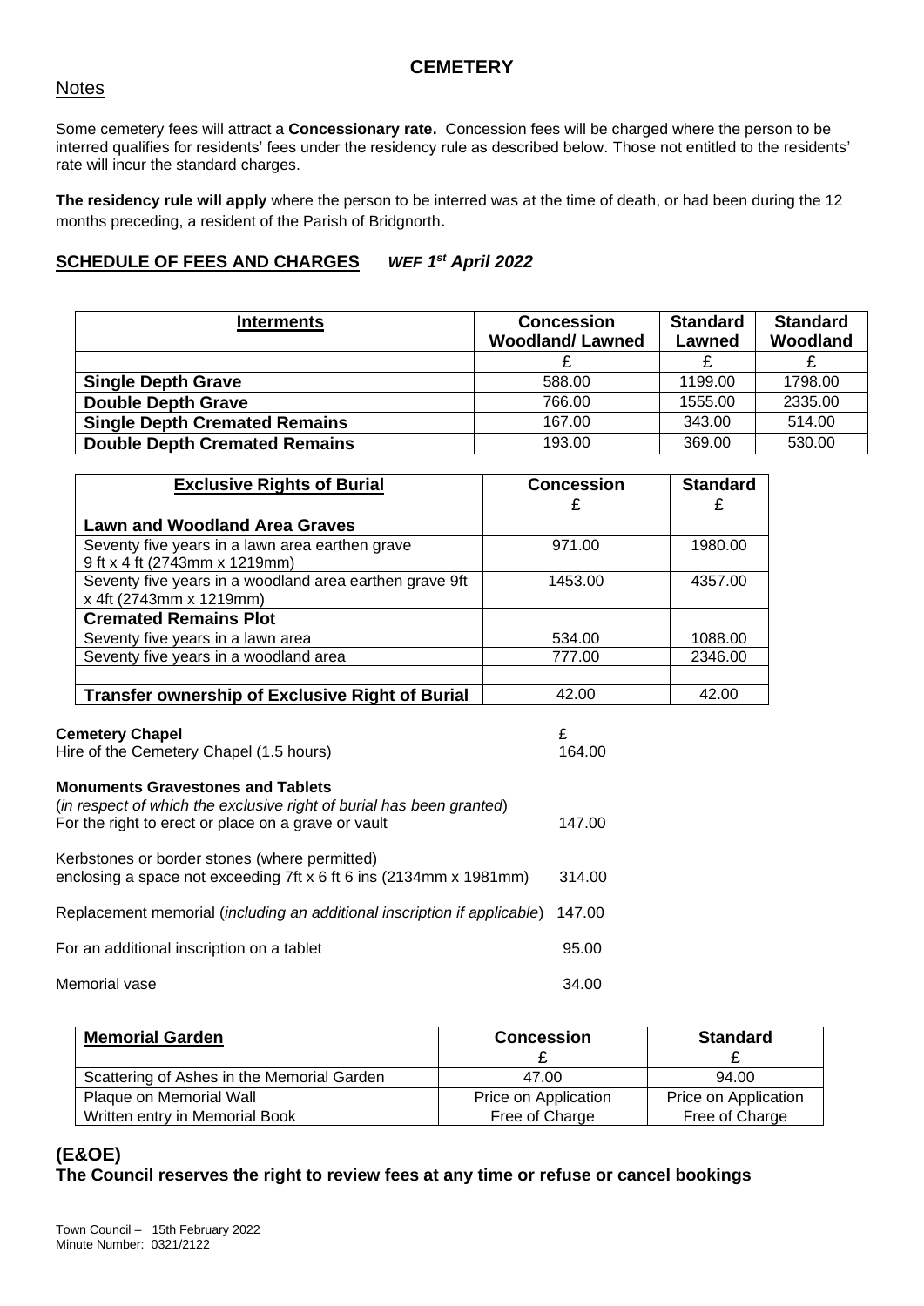## CEMETERY

### Notes

Some cemetery fees will attract a **Concessionary rate.** Concession fees will be charged where the person to be interred qualifies for residents' fees under the residency rule as described below. Those not entitled to the residents' rate will incur the standard charges.

**The residency rule will apply** where the person to be interred was at the time of death, or had been during the 12 months preceding, a resident of the Parish of Bridgnorth.

### SCHEDULE OF FEES AND CHARGES *WEF 1st April 2022*

| Interments | Concession Woodland/ Lawned | Standard Lawned | Standard Woodland |
|---|---|---|---|
| | £ | £ | £ |
| **Single Depth Grave** | 588.00 | 1199.00 | 1798.00 |
| **Double Depth Grave** | 766.00 | 1555.00 | 2335.00 |
| **Single Depth Cremated Remains** | 167.00 | 343.00 | 514.00 |
| **Double Depth Cremated Remains** | 193.00 | 369.00 | 530.00 |

| Exclusive Rights of Burial | Concession | Standard |
|---|---|---|
| | £ | £ |
| **Lawn and Woodland Area Graves** | | |
| Seventy five years in a lawn area earthen grave 9 ft x 4 ft (2743mm x 1219mm) | 971.00 | 1980.00 |
| Seventy five years in a woodland area earthen grave 9ft x 4ft (2743mm x 1219mm) | 1453.00 | 4357.00 |
| **Cremated Remains Plot** | | |
| Seventy five years in a lawn area | 534.00 | 1088.00 |
| Seventy five years in a woodland area | 777.00 | 2346.00 |
| | | |
| **Transfer ownership of Exclusive Right of Burial** | 42.00 | 42.00 |

| | £ |
|---|---|
| **Cemetery Chapel** | |
| Hire of the Cemetery Chapel (1.5 hours) | 164.00 |
| **Monuments Gravestones and Tablets** (*in respect of which the exclusive right of burial has been granted*) | |
| For the right to erect or place on a grave or vault | 147.00 |
| Kerbstones or border stones (where permitted) enclosing a space not exceeding 7ft x 6 ft 6 ins (2134mm x 1981mm) | 314.00 |
| Replacement memorial (*including an additional inscription if applicable*) | 147.00 |
| For an additional inscription on a tablet | 95.00 |
| Memorial vase | 34.00 |

| Memorial Garden | Concession | Standard |
|---|---|---|
| | £ | £ |
| Scattering of Ashes in the Memorial Garden | 47.00 | 94.00 |
| Plaque on Memorial Wall | Price on Application | Price on Application |
| Written entry in Memorial Book | Free of Charge | Free of Charge |

## (E&OE)

**The Council reserves the right to review fees at any time or refuse or cancel bookings**

Town Council – 15th February 2022
Minute Number: 0321/2122